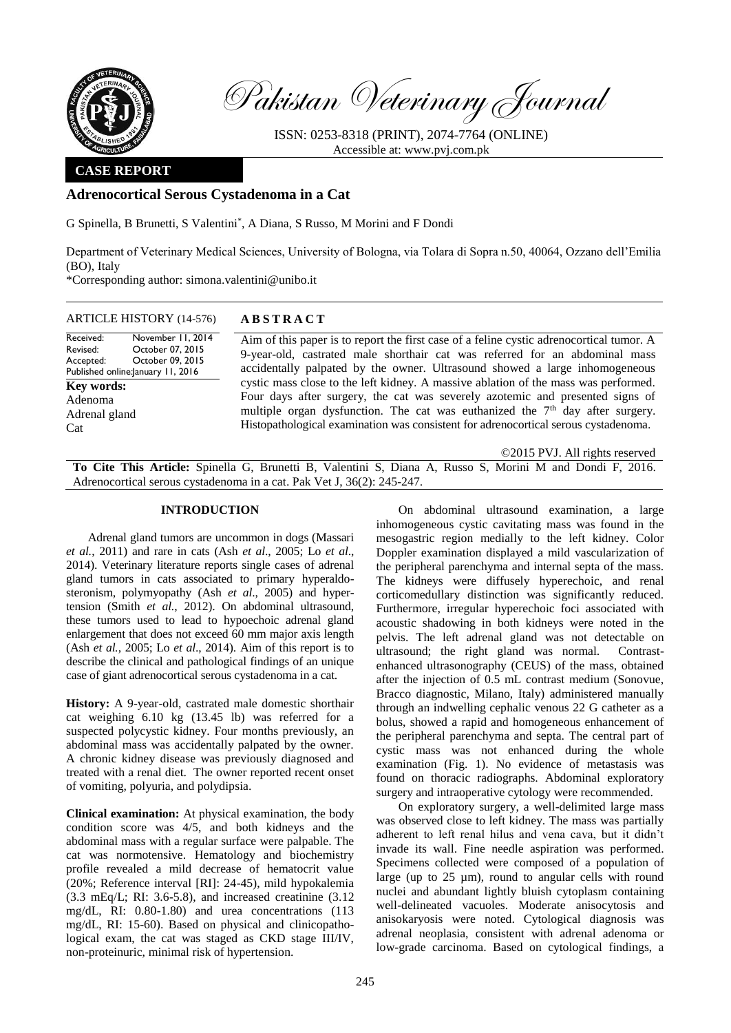# Pakistan Veterinary Journal

ISSN: 0253-8318 (PRINT), 2074-7764 (ONLINE)
Accessible at: www.pvj.com.pk

**CASE REPORT**

## Adrenocortical Serous Cystadenoma in a Cat

G Spinella, B Brunetti, S Valentini*, A Diana, S Russo, M Morini and F Dondi

Department of Veterinary Medical Sciences, University of Bologna, via Tolara di Sopra n.50, 40064, Ozzano dell'Emilia (BO), Italy

*Corresponding author: simona.valentini@unibo.it

**ARTICLE HISTORY** (14-576)

Received: November 11, 2014
Revised: October 07, 2015
Accepted: October 09, 2015
Published online: January 11, 2016

**Key words:**
Adenoma
Adrenal gland
Cat

**ABSTRACT**

Aim of this paper is to report the first case of a feline cystic adrenocortical tumor. A 9-year-old, castrated male shorthair cat was referred for an abdominal mass accidentally palpated by the owner. Ultrasound showed a large inhomogeneous cystic mass close to the left kidney. A massive ablation of the mass was performed. Four days after surgery, the cat was severely azotemic and presented signs of multiple organ dysfunction. The cat was euthanized the 7th day after surgery. Histopathological examination was consistent for adrenocortical serous cystadenoma.

©2015 PVJ. All rights reserved

**To Cite This Article:** Spinella G, Brunetti B, Valentini S, Diana A, Russo S, Morini M and Dondi F, 2016. Adrenocortical serous cystadenoma in a cat. Pak Vet J, 36(2): 245-247.

## INTRODUCTION

Adrenal gland tumors are uncommon in dogs (Massari *et al.*, 2011) and rare in cats (Ash *et al*., 2005; Lo *et al*., 2014). Veterinary literature reports single cases of adrenal gland tumors in cats associated to primary hyperaldosteronism, polymyopathy (Ash *et al*., 2005) and hypertension (Smith *et al.*, 2012). On abdominal ultrasound, these tumors used to lead to hypoechoic adrenal gland enlargement that does not exceed 60 mm major axis length (Ash *et al.*, 2005; Lo *et al*., 2014). Aim of this report is to describe the clinical and pathological findings of an unique case of giant adrenocortical serous cystadenoma in a cat.

**History:** A 9-year-old, castrated male domestic shorthair cat weighing 6.10 kg (13.45 lb) was referred for a suspected polycystic kidney. Four months previously, an abdominal mass was accidentally palpated by the owner. A chronic kidney disease was previously diagnosed and treated with a renal diet. The owner reported recent onset of vomiting, polyuria, and polydipsia.

**Clinical examination:** At physical examination, the body condition score was 4/5, and both kidneys and the abdominal mass with a regular surface were palpable. The cat was normotensive. Hematology and biochemistry profile revealed a mild decrease of hematocrit value (20%; Reference interval [RI]: 24-45), mild hypokalemia (3.3 mEq/L; RI: 3.6-5.8), and increased creatinine (3.12 mg/dL, RI: 0.80-1.80) and urea concentrations (113 mg/dL, RI: 15-60). Based on physical and clinicopathological exam, the cat was staged as CKD stage III/IV, non-proteinuric, minimal risk of hypertension.

On abdominal ultrasound examination, a large inhomogeneous cystic cavitating mass was found in the mesogastric region medially to the left kidney. Color Doppler examination displayed a mild vascularization of the peripheral parenchyma and internal septa of the mass. The kidneys were diffusely hyperechoic, and renal corticomedullary distinction was significantly reduced. Furthermore, irregular hyperechoic foci associated with acoustic shadowing in both kidneys were noted in the pelvis. The left adrenal gland was not detectable on ultrasound; the right gland was normal. Contrast-enhanced ultrasonography (CEUS) of the mass, obtained after the injection of 0.5 mL contrast medium (Sonovue, Bracco diagnostic, Milano, Italy) administered manually through an indwelling cephalic venous 22 G catheter as a bolus, showed a rapid and homogeneous enhancement of the peripheral parenchyma and septa. The central part of cystic mass was not enhanced during the whole examination (Fig. 1). No evidence of metastasis was found on thoracic radiographs. Abdominal exploratory surgery and intraoperative cytology were recommended.

On exploratory surgery, a well-delimited large mass was observed close to left kidney. The mass was partially adherent to left renal hilus and vena cava, but it didn't invade its wall. Fine needle aspiration was performed. Specimens collected were composed of a population of large (up to 25 µm), round to angular cells with round nuclei and abundant lightly bluish cytoplasm containing well-delineated vacuoles. Moderate anisocytosis and anisokaryosis were noted. Cytological diagnosis was adrenal neoplasia, consistent with adrenal adenoma or low-grade carcinoma. Based on cytological findings, a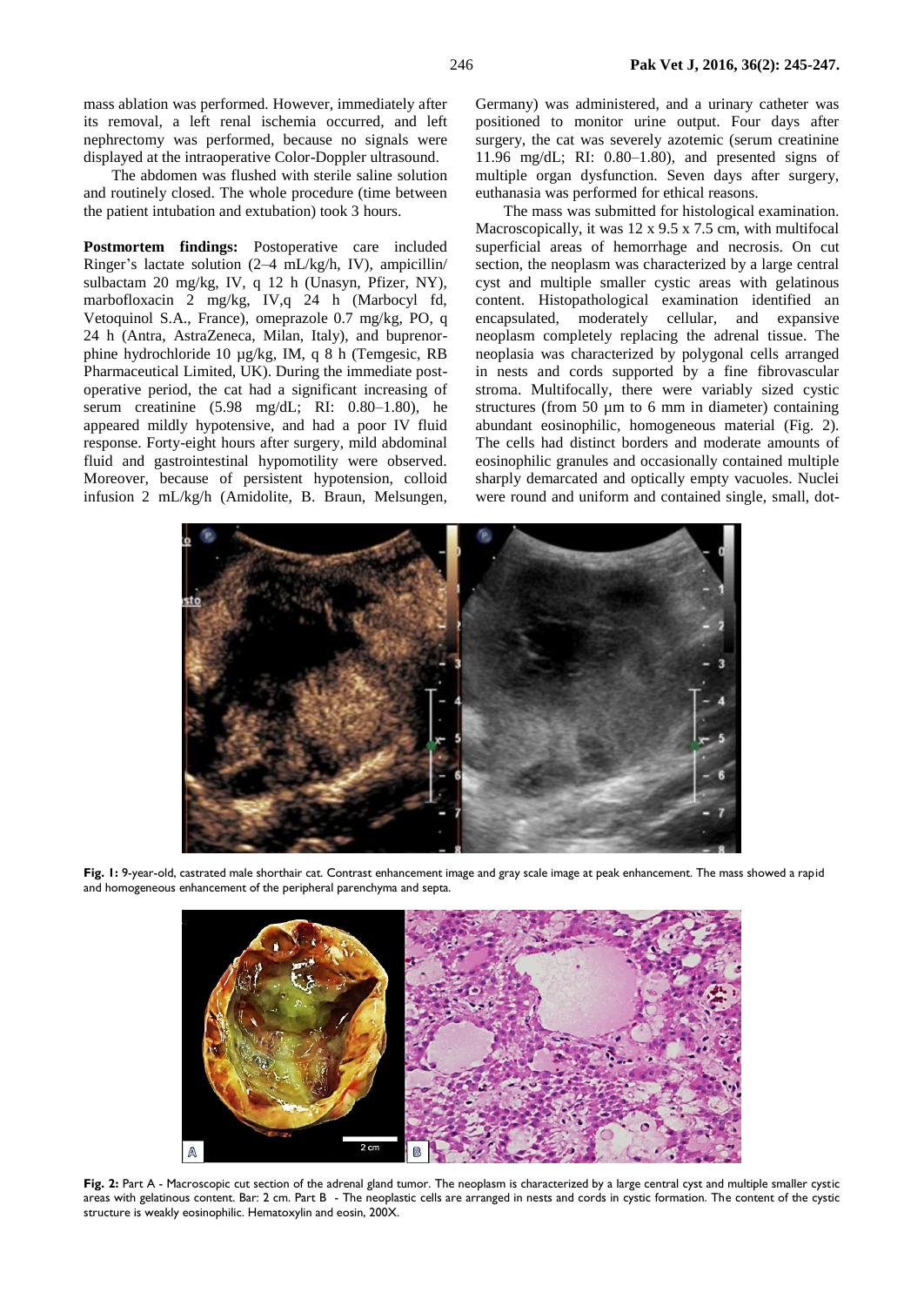mass ablation was performed. However, immediately after its removal, a left renal ischemia occurred, and left nephrectomy was performed, because no signals were displayed at the intraoperative Color-Doppler ultrasound.

The abdomen was flushed with sterile saline solution and routinely closed. The whole procedure (time between the patient intubation and extubation) took 3 hours.

**Postmortem findings:** Postoperative care included Ringer's lactate solution (2–4 mL/kg/h, IV), ampicillin/ sulbactam 20 mg/kg, IV, q 12 h (Unasyn, Pfizer, NY), marbofloxacin 2 mg/kg, IV,q 24 h (Marbocyl fd, Vetoquinol S.A., France), omeprazole 0.7 mg/kg, PO, q 24 h (Antra, AstraZeneca, Milan, Italy), and buprenorphine hydrochloride 10 µg/kg, IM, q 8 h (Temgesic, RB Pharmaceutical Limited, UK). During the immediate post-operative period, the cat had a significant increasing of serum creatinine (5.98 mg/dL; RI: 0.80–1.80), he appeared mildly hypotensive, and had a poor IV fluid response. Forty-eight hours after surgery, mild abdominal fluid and gastrointestinal hypomotility were observed. Moreover, because of persistent hypotension, colloid infusion 2 mL/kg/h (Amidolite, B. Braun, Melsungen, Germany) was administered, and a urinary catheter was positioned to monitor urine output. Four days after surgery, the cat was severely azotemic (serum creatinine 11.96 mg/dL; RI: 0.80–1.80), and presented signs of multiple organ dysfunction. Seven days after surgery, euthanasia was performed for ethical reasons.

The mass was submitted for histological examination. Macroscopically, it was 12 x 9.5 x 7.5 cm, with multifocal superficial areas of hemorrhage and necrosis. On cut section, the neoplasm was characterized by a large central cyst and multiple smaller cystic areas with gelatinous content. Histopathological examination identified an encapsulated, moderately cellular, and expansive neoplasm completely replacing the adrenal tissue. The neoplasia was characterized by polygonal cells arranged in nests and cords supported by a fine fibrovascular stroma. Multifocally, there were variably sized cystic structures (from 50 µm to 6 mm in diameter) containing abundant eosinophilic, homogeneous material (Fig. 2). The cells had distinct borders and moderate amounts of eosinophilic granules and occasionally contained multiple sharply demarcated and optically empty vacuoles. Nuclei were round and uniform and contained single, small, dot-

**Fig. 1:** 9-year-old, castrated male shorthair cat. Contrast enhancement image and gray scale image at peak enhancement. The mass showed a rapid and homogeneous enhancement of the peripheral parenchyma and septa.

**Fig. 2:** Part A - Macroscopic cut section of the adrenal gland tumor. The neoplasm is characterized by a large central cyst and multiple smaller cystic areas with gelatinous content. Bar: 2 cm. Part B - The neoplastic cells are arranged in nests and cords in cystic formation. The content of the cystic structure is weakly eosinophilic. Hematoxylin and eosin, 200X.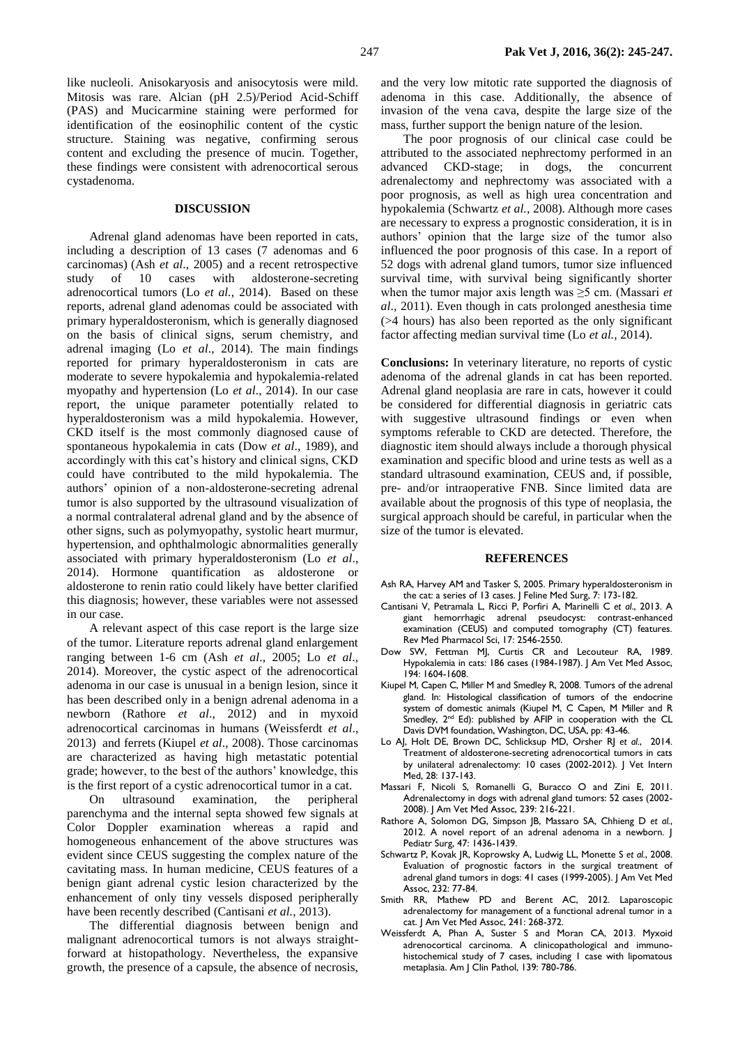like nucleoli. Anisokaryosis and anisocytosis were mild. Mitosis was rare. Alcian (pH 2.5)/Period Acid-Schiff (PAS) and Mucicarmine staining were performed for identification of the eosinophilic content of the cystic structure. Staining was negative, confirming serous content and excluding the presence of mucin. Together, these findings were consistent with adrenocortical serous cystadenoma.

## DISCUSSION

Adrenal gland adenomas have been reported in cats, including a description of 13 cases (7 adenomas and 6 carcinomas) (Ash *et al*., 2005) and a recent retrospective study of 10 cases with aldosterone-secreting adrenocortical tumors (Lo *et al.*, 2014). Based on these reports, adrenal gland adenomas could be associated with primary hyperaldosteronism, which is generally diagnosed on the basis of clinical signs, serum chemistry, and adrenal imaging (Lo *et al*., 2014). The main findings reported for primary hyperaldosteronism in cats are moderate to severe hypokalemia and hypokalemia-related myopathy and hypertension (Lo *et al*., 2014). In our case report, the unique parameter potentially related to hyperaldosteronism was a mild hypokalemia. However, CKD itself is the most commonly diagnosed cause of spontaneous hypokalemia in cats (Dow *et al*., 1989), and accordingly with this cat's history and clinical signs, CKD could have contributed to the mild hypokalemia. The authors' opinion of a non-aldosterone-secreting adrenal tumor is also supported by the ultrasound visualization of a normal contralateral adrenal gland and by the absence of other signs, such as polymyopathy, systolic heart murmur, hypertension, and ophthalmologic abnormalities generally associated with primary hyperaldosteronism (Lo *et al*., 2014). Hormone quantification as aldosterone or aldosterone to renin ratio could likely have better clarified this diagnosis; however, these variables were not assessed in our case.

A relevant aspect of this case report is the large size of the tumor. Literature reports adrenal gland enlargement ranging between 1-6 cm (Ash *et al*., 2005; Lo *et al*., 2014). Moreover, the cystic aspect of the adrenocortical adenoma in our case is unusual in a benign lesion, since it has been described only in a benign adrenal adenoma in a newborn (Rathore *et al*., 2012) and in myxoid adrenocortical carcinomas in humans (Weissferdt *et al*., 2013) and ferrets (Kiupel *et al*., 2008). Those carcinomas are characterized as having high metastatic potential grade; however, to the best of the authors' knowledge, this is the first report of a cystic adrenocortical tumor in a cat.

On ultrasound examination, the peripheral parenchyma and the internal septa showed few signals at Color Doppler examination whereas a rapid and homogeneous enhancement of the above structures was evident since CEUS suggesting the complex nature of the cavitating mass. In human medicine, CEUS features of a benign giant adrenal cystic lesion characterized by the enhancement of only tiny vessels disposed peripherally have been recently described (Cantisani *et al.*, 2013).

The differential diagnosis between benign and malignant adrenocortical tumors is not always straightforward at histopathology. Nevertheless, the expansive growth, the presence of a capsule, the absence of necrosis, and the very low mitotic rate supported the diagnosis of adenoma in this case. Additionally, the absence of invasion of the vena cava, despite the large size of the mass, further support the benign nature of the lesion.

The poor prognosis of our clinical case could be attributed to the associated nephrectomy performed in an advanced CKD-stage; in dogs, the concurrent adrenalectomy and nephrectomy was associated with a poor prognosis, as well as high urea concentration and hypokalemia (Schwartz *et al.*, 2008). Although more cases are necessary to express a prognostic consideration, it is in authors' opinion that the large size of the tumor also influenced the poor prognosis of this case. In a report of 52 dogs with adrenal gland tumors, tumor size influenced survival time, with survival being significantly shorter when the tumor major axis length was ≥5 cm. (Massari *et al*., 2011). Even though in cats prolonged anesthesia time (>4 hours) has also been reported as the only significant factor affecting median survival time (Lo *et al.*, 2014).

**Conclusions:** In veterinary literature, no reports of cystic adenoma of the adrenal glands in cat has been reported. Adrenal gland neoplasia are rare in cats, however it could be considered for differential diagnosis in geriatric cats with suggestive ultrasound findings or even when symptoms referable to CKD are detected. Therefore, the diagnostic item should always include a thorough physical examination and specific blood and urine tests as well as a standard ultrasound examination, CEUS and, if possible, pre- and/or intraoperative FNB. Since limited data are available about the prognosis of this type of neoplasia, the surgical approach should be careful, in particular when the size of the tumor is elevated.

## REFERENCES

Ash RA, Harvey AM and Tasker S, 2005. Primary hyperaldosteronism in the cat: a series of 13 cases. J Feline Med Surg, 7: 173-182.

Cantisani V, Petramala L, Ricci P, Porfiri A, Marinelli C *et al*., 2013. A giant hemorrhagic adrenal pseudocyst: contrast-enhanced examination (CEUS) and computed tomography (CT) features. Rev Med Pharmacol Sci, 17: 2546-2550.

Dow SW, Fettman MJ, Curtis CR and Lecouteur RA, 1989. Hypokalemia in cats: 186 cases (1984-1987). J Am Vet Med Assoc, 194: 1604-1608.

Kiupel M, Capen C, Miller M and Smedley R, 2008. Tumors of the adrenal gland. In: Histological classification of tumors of the endocrine system of domestic animals (Kiupel M, C Capen, M Miller and R Smedley, 2nd Ed): published by AFIP in cooperation with the CL Davis DVM foundation, Washington, DC, USA, pp: 43-46.

Lo AJ, Holt DE, Brown DC, Schlicksup MD, Orsher RJ *et al*., 2014. Treatment of aldosterone-secreting adrenocortical tumors in cats by unilateral adrenalectomy: 10 cases (2002-2012). J Vet Intern Med, 28: 137-143.

Massari F, Nicoli S, Romanelli G, Buracco O and Zini E, 2011. Adrenalectomy in dogs with adrenal gland tumors: 52 cases (2002-2008). J Am Vet Med Assoc, 239: 216-221.

Rathore A, Solomon DG, Simpson JB, Massaro SA, Chhieng D *et al*., 2012. A novel report of an adrenal adenoma in a newborn. J Pediatr Surg, 47: 1436-1439.

Schwartz P, Kovak JR, Koprowsky A, Ludwig LL, Monette S *et al*., 2008. Evaluation of prognostic factors in the surgical treatment of adrenal gland tumors in dogs: 41 cases (1999-2005). J Am Vet Med Assoc, 232: 77-84.

Smith RR, Mathew PD and Berent AC, 2012. Laparoscopic adrenalectomy for management of a functional adrenal tumor in a cat. J Am Vet Med Assoc, 241: 268-372.

Weissferdt A, Phan A, Suster S and Moran CA, 2013. Myxoid adrenocortical carcinoma. A clinicopathological and immunohistochemical study of 7 cases, including 1 case with lipomatous metaplasia. Am J Clin Pathol, 139: 780-786.